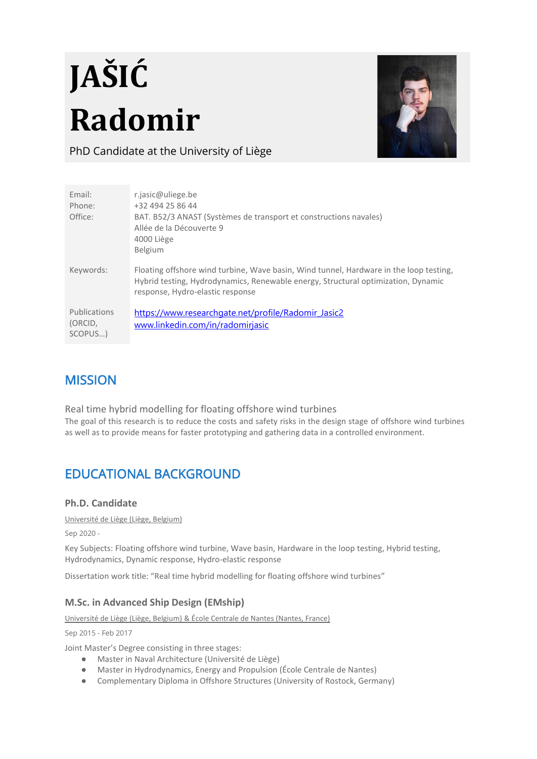# JAŠIĆ Radomir

PhD Candidate at the University of Liège

| | |
|---|---|
| Email:<br>Phone:<br>Office: | r.jasic@uliege.be<br>+32 494 25 86 44<br>BAT. B52/3 ANAST (Systèmes de transport et constructions navales)<br>Allée de la Découverte 9<br>4000 Liège<br>Belgium |
| Keywords: | Floating offshore wind turbine, Wave basin, Wind tunnel, Hardware in the loop testing, Hybrid testing, Hydrodynamics, Renewable energy, Structural optimization, Dynamic response, Hydro-elastic response |
| Publications (ORCID, SCOPUS…) | [https://www.researchgate.net/profile/Radomir_Jasic2](https://www.researchgate.net/profile/Radomir_Jasic2)<br>[www.linkedin.com/in/radomirjasic](www.linkedin.com/in/radomirjasic) |

## MISSION

Real time hybrid modelling for floating offshore wind turbines

The goal of this research is to reduce the costs and safety risks in the design stage of offshore wind turbines as well as to provide means for faster prototyping and gathering data in a controlled environment.

## EDUCATIONAL BACKGROUND

### Ph.D. Candidate

Université de Liège (Liège, Belgium)

Sep 2020 -

Key Subjects: Floating offshore wind turbine, Wave basin, Hardware in the loop testing, Hybrid testing, Hydrodynamics, Dynamic response, Hydro-elastic response

Dissertation work title: "Real time hybrid modelling for floating offshore wind turbines"

### M.Sc. in Advanced Ship Design (EMship)

Université de Liège (Liège, Belgium) & École Centrale de Nantes (Nantes, France)

Sep 2015 - Feb 2017

Joint Master's Degree consisting in three stages:

- Master in Naval Architecture (Université de Liège)
- Master in Hydrodynamics, Energy and Propulsion (École Centrale de Nantes)
- Complementary Diploma in Offshore Structures (University of Rostock, Germany)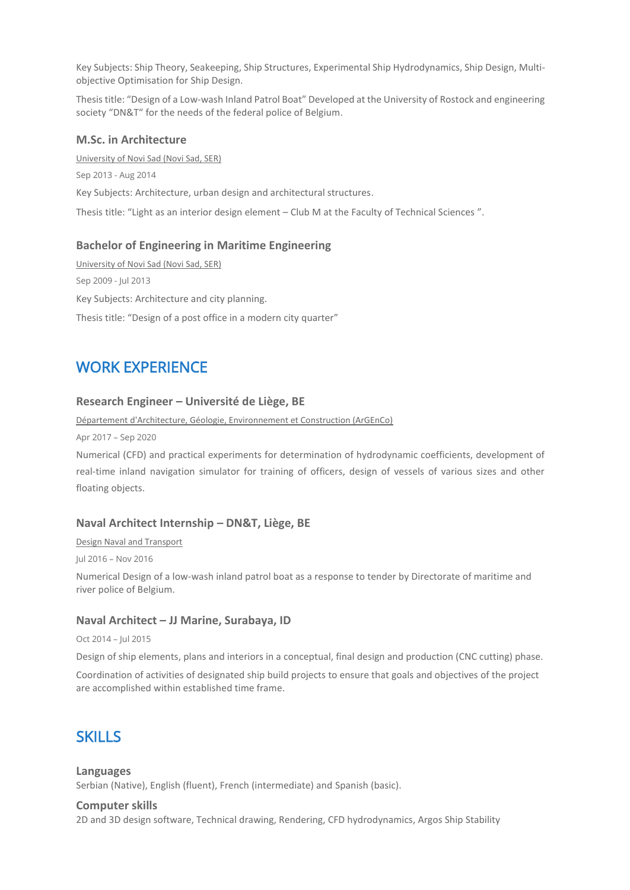Key Subjects: Ship Theory, Seakeeping, Ship Structures, Experimental Ship Hydrodynamics, Ship Design, Multi-objective Optimisation for Ship Design.

Thesis title: "Design of a Low-wash Inland Patrol Boat" Developed at the University of Rostock and engineering society "DN&T" for the needs of the federal police of Belgium.

### M.Sc. in Architecture

University of Novi Sad (Novi Sad, SER)

Sep 2013 - Aug 2014

Key Subjects: Architecture, urban design and architectural structures.

Thesis title: "Light as an interior design element – Club M at the Faculty of Technical Sciences ".

### Bachelor of Engineering in Maritime Engineering

University of Novi Sad (Novi Sad, SER)

Sep 2009 - Jul 2013

Key Subjects: Architecture and city planning.

Thesis title: "Design of a post office in a modern city quarter"

## WORK EXPERIENCE

### Research Engineer – Université de Liège, BE

Département d'Architecture, Géologie, Environnement et Construction (ArGEnCo)

Apr 2017 – Sep 2020

Numerical (CFD) and practical experiments for determination of hydrodynamic coefficients, development of real-time inland navigation simulator for training of officers, design of vessels of various sizes and other floating objects.

### Naval Architect Internship – DN&T, Liège, BE

Design Naval and Transport

Jul 2016 – Nov 2016

Numerical Design of a low-wash inland patrol boat as a response to tender by Directorate of maritime and river police of Belgium.

### Naval Architect – JJ Marine, Surabaya, ID

Oct 2014 – Jul 2015

Design of ship elements, plans and interiors in a conceptual, final design and production (CNC cutting) phase.

Coordination of activities of designated ship build projects to ensure that goals and objectives of the project are accomplished within established time frame.

## SKILLS

### Languages

Serbian (Native), English (fluent), French (intermediate) and Spanish (basic).

### Computer skills

2D and 3D design software, Technical drawing, Rendering, CFD hydrodynamics, Argos Ship Stability